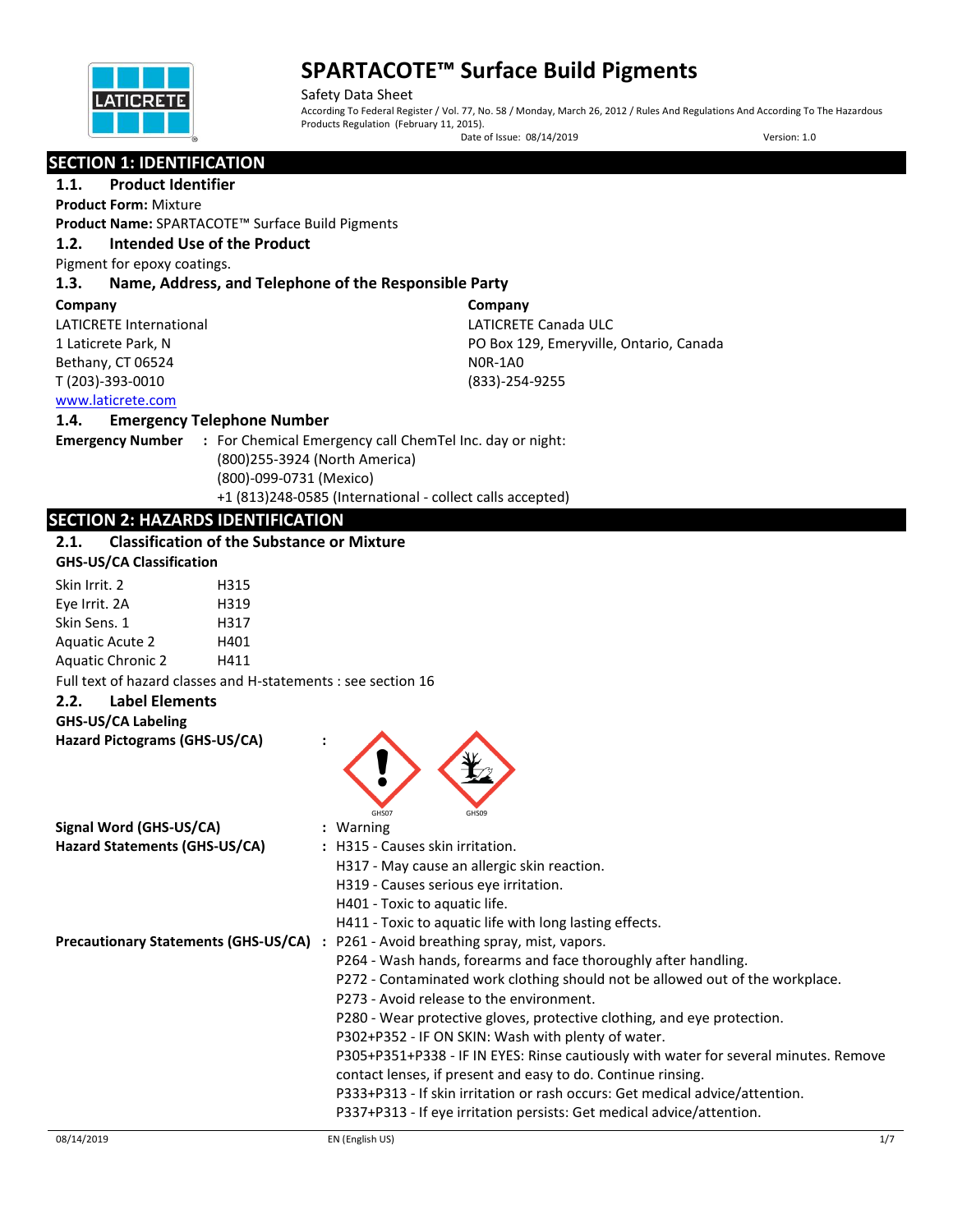# SPARTACOTE™ Surface Build Pigments

Safety Data Sheet

According To Federal Register / Vol. 77, No. 58 / Monday, March 26, 2012 / Rules And Regulations And According To The Hazardous Products Regulation (February 11, 2015).

Date of Issue: 08/14/2019 Version: 1.0

## SECTION 1: IDENTIFICATION

### 1.1. Product Identifier

**Product Form:** Mixture

**Product Name:** SPARTACOTE™ Surface Build Pigments

### 1.2. Intended Use of the Product

Pigment for epoxy coatings.

### 1.3. Name, Address, and Telephone of the Responsible Party

**Company**
LATICRETE International
1 Laticrete Park, N
Bethany, CT 06524
T (203)-393-0010
www.laticrete.com

**Company**
LATICRETE Canada ULC
PO Box 129, Emeryville, Ontario, Canada
N0R-1A0
(833)-254-9255

### 1.4. Emergency Telephone Number

**Emergency Number** : For Chemical Emergency call ChemTel Inc. day or night:
(800)255-3924 (North America)
(800)-099-0731 (Mexico)
+1 (813)248-0585 (International - collect calls accepted)

## SECTION 2: HAZARDS IDENTIFICATION

### 2.1. Classification of the Substance or Mixture

**GHS-US/CA Classification**

| | |
|---|---|
| Skin Irrit. 2 | H315 |
| Eye Irrit. 2A | H319 |
| Skin Sens. 1 | H317 |
| Aquatic Acute 2 | H401 |
| Aquatic Chronic 2 | H411 |

Full text of hazard classes and H-statements : see section 16

### 2.2. Label Elements

**GHS-US/CA Labeling**

**Hazard Pictograms (GHS-US/CA)** : GHS07 GHS09

**Signal Word (GHS-US/CA)** : Warning

**Hazard Statements (GHS-US/CA)** : H315 - Causes skin irritation.
H317 - May cause an allergic skin reaction.
H319 - Causes serious eye irritation.
H401 - Toxic to aquatic life.
H411 - Toxic to aquatic life with long lasting effects.

**Precautionary Statements (GHS-US/CA)** : P261 - Avoid breathing spray, mist, vapors.
P264 - Wash hands, forearms and face thoroughly after handling.
P272 - Contaminated work clothing should not be allowed out of the workplace.
P273 - Avoid release to the environment.
P280 - Wear protective gloves, protective clothing, and eye protection.
P302+P352 - IF ON SKIN: Wash with plenty of water.
P305+P351+P338 - IF IN EYES: Rinse cautiously with water for several minutes. Remove contact lenses, if present and easy to do. Continue rinsing.
P333+P313 - If skin irritation or rash occurs: Get medical advice/attention.
P337+P313 - If eye irritation persists: Get medical advice/attention.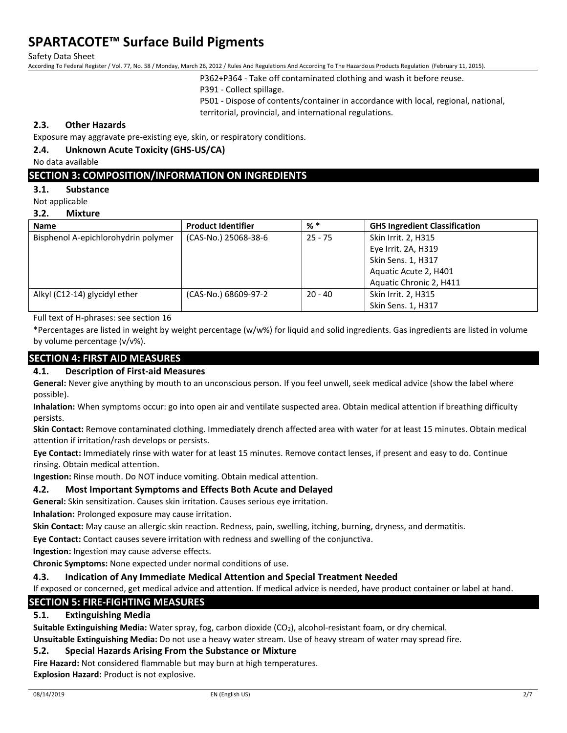P362+P364 - Take off contaminated clothing and wash it before reuse.
P391 - Collect spillage.
P501 - Dispose of contents/container in accordance with local, regional, national, territorial, provincial, and international regulations.

### 2.3. Other Hazards

Exposure may aggravate pre-existing eye, skin, or respiratory conditions.

### 2.4. Unknown Acute Toxicity (GHS-US/CA)

No data available

## SECTION 3: COMPOSITION/INFORMATION ON INGREDIENTS

### 3.1. Substance

Not applicable

### 3.2. Mixture

| Name | Product Identifier | % * | GHS Ingredient Classification |
|---|---|---|---|
| Bisphenol A-epichlorohydrin polymer | (CAS-No.) 25068-38-6 | 25 - 75 | Skin Irrit. 2, H315<br>Eye Irrit. 2A, H319<br>Skin Sens. 1, H317<br>Aquatic Acute 2, H401<br>Aquatic Chronic 2, H411 |
| Alkyl (C12-14) glycidyl ether | (CAS-No.) 68609-97-2 | 20 - 40 | Skin Irrit. 2, H315<br>Skin Sens. 1, H317 |

Full text of H-phrases: see section 16

*Percentages are listed in weight by weight percentage (w/w%) for liquid and solid ingredients. Gas ingredients are listed in volume by volume percentage (v/v%).

## SECTION 4: FIRST AID MEASURES

### 4.1. Description of First-aid Measures

**General:** Never give anything by mouth to an unconscious person. If you feel unwell, seek medical advice (show the label where possible).

**Inhalation:** When symptoms occur: go into open air and ventilate suspected area. Obtain medical attention if breathing difficulty persists.

**Skin Contact:** Remove contaminated clothing. Immediately drench affected area with water for at least 15 minutes. Obtain medical attention if irritation/rash develops or persists.

**Eye Contact:** Immediately rinse with water for at least 15 minutes. Remove contact lenses, if present and easy to do. Continue rinsing. Obtain medical attention.

**Ingestion:** Rinse mouth. Do NOT induce vomiting. Obtain medical attention.

### 4.2. Most Important Symptoms and Effects Both Acute and Delayed

**General:** Skin sensitization. Causes skin irritation. Causes serious eye irritation.

**Inhalation:** Prolonged exposure may cause irritation.

**Skin Contact:** May cause an allergic skin reaction. Redness, pain, swelling, itching, burning, dryness, and dermatitis.

**Eye Contact:** Contact causes severe irritation with redness and swelling of the conjunctiva.

**Ingestion:** Ingestion may cause adverse effects.

**Chronic Symptoms:** None expected under normal conditions of use.

### 4.3. Indication of Any Immediate Medical Attention and Special Treatment Needed

If exposed or concerned, get medical advice and attention. If medical advice is needed, have product container or label at hand.

## SECTION 5: FIRE-FIGHTING MEASURES

### 5.1. Extinguishing Media

**Suitable Extinguishing Media:** Water spray, fog, carbon dioxide ($CO_2$), alcohol-resistant foam, or dry chemical.

**Unsuitable Extinguishing Media:** Do not use a heavy water stream. Use of heavy stream of water may spread fire.

### 5.2. Special Hazards Arising From the Substance or Mixture

**Fire Hazard:** Not considered flammable but may burn at high temperatures.

**Explosion Hazard:** Product is not explosive.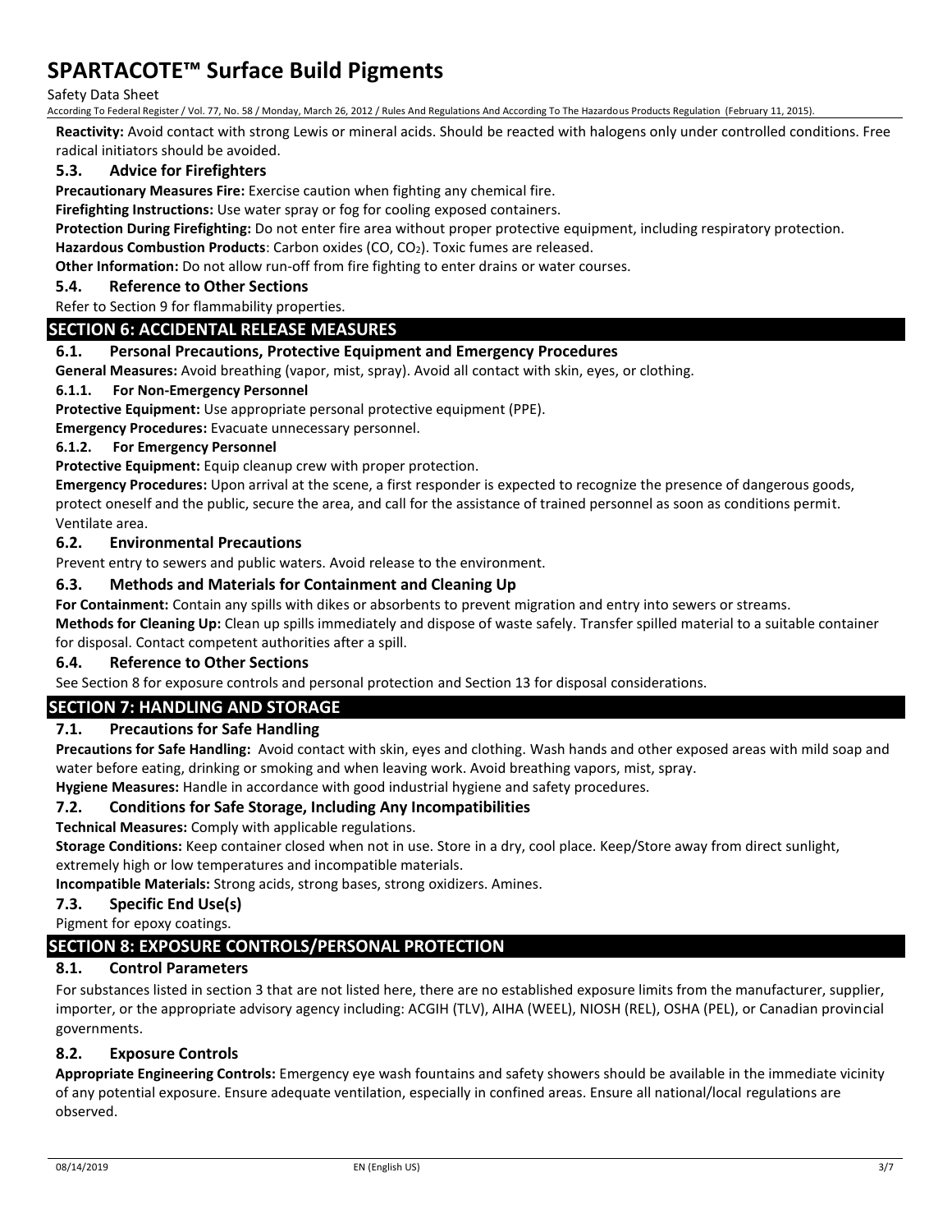**Reactivity:** Avoid contact with strong Lewis or mineral acids. Should be reacted with halogens only under controlled conditions. Free radical initiators should be avoided.

### 5.3. Advice for Firefighters

**Precautionary Measures Fire:** Exercise caution when fighting any chemical fire.

**Firefighting Instructions:** Use water spray or fog for cooling exposed containers.

**Protection During Firefighting:** Do not enter fire area without proper protective equipment, including respiratory protection.

**Hazardous Combustion Products**: Carbon oxides (CO, $CO_2$). Toxic fumes are released.

**Other Information:** Do not allow run-off from fire fighting to enter drains or water courses.

### 5.4. Reference to Other Sections

Refer to Section 9 for flammability properties.

## SECTION 6: ACCIDENTAL RELEASE MEASURES

### 6.1. Personal Precautions, Protective Equipment and Emergency Procedures

**General Measures:** Avoid breathing (vapor, mist, spray). Avoid all contact with skin, eyes, or clothing.

#### 6.1.1. For Non-Emergency Personnel

**Protective Equipment:** Use appropriate personal protective equipment (PPE).

**Emergency Procedures:** Evacuate unnecessary personnel.

#### 6.1.2. For Emergency Personnel

**Protective Equipment:** Equip cleanup crew with proper protection.

**Emergency Procedures:** Upon arrival at the scene, a first responder is expected to recognize the presence of dangerous goods, protect oneself and the public, secure the area, and call for the assistance of trained personnel as soon as conditions permit. Ventilate area.

### 6.2. Environmental Precautions

Prevent entry to sewers and public waters. Avoid release to the environment.

### 6.3. Methods and Materials for Containment and Cleaning Up

**For Containment:** Contain any spills with dikes or absorbents to prevent migration and entry into sewers or streams.

**Methods for Cleaning Up:** Clean up spills immediately and dispose of waste safely. Transfer spilled material to a suitable container for disposal. Contact competent authorities after a spill.

### 6.4. Reference to Other Sections

See Section 8 for exposure controls and personal protection and Section 13 for disposal considerations.

## SECTION 7: HANDLING AND STORAGE

### 7.1. Precautions for Safe Handling

**Precautions for Safe Handling:** Avoid contact with skin, eyes and clothing. Wash hands and other exposed areas with mild soap and water before eating, drinking or smoking and when leaving work. Avoid breathing vapors, mist, spray.

**Hygiene Measures:** Handle in accordance with good industrial hygiene and safety procedures.

### 7.2. Conditions for Safe Storage, Including Any Incompatibilities

**Technical Measures:** Comply with applicable regulations.

**Storage Conditions:** Keep container closed when not in use. Store in a dry, cool place. Keep/Store away from direct sunlight, extremely high or low temperatures and incompatible materials.

**Incompatible Materials:** Strong acids, strong bases, strong oxidizers. Amines.

### 7.3. Specific End Use(s)

Pigment for epoxy coatings.

## SECTION 8: EXPOSURE CONTROLS/PERSONAL PROTECTION

### 8.1. Control Parameters

For substances listed in section 3 that are not listed here, there are no established exposure limits from the manufacturer, supplier, importer, or the appropriate advisory agency including: ACGIH (TLV), AIHA (WEEL), NIOSH (REL), OSHA (PEL), or Canadian provincial governments.

### 8.2. Exposure Controls

**Appropriate Engineering Controls:** Emergency eye wash fountains and safety showers should be available in the immediate vicinity of any potential exposure. Ensure adequate ventilation, especially in confined areas. Ensure all national/local regulations are observed.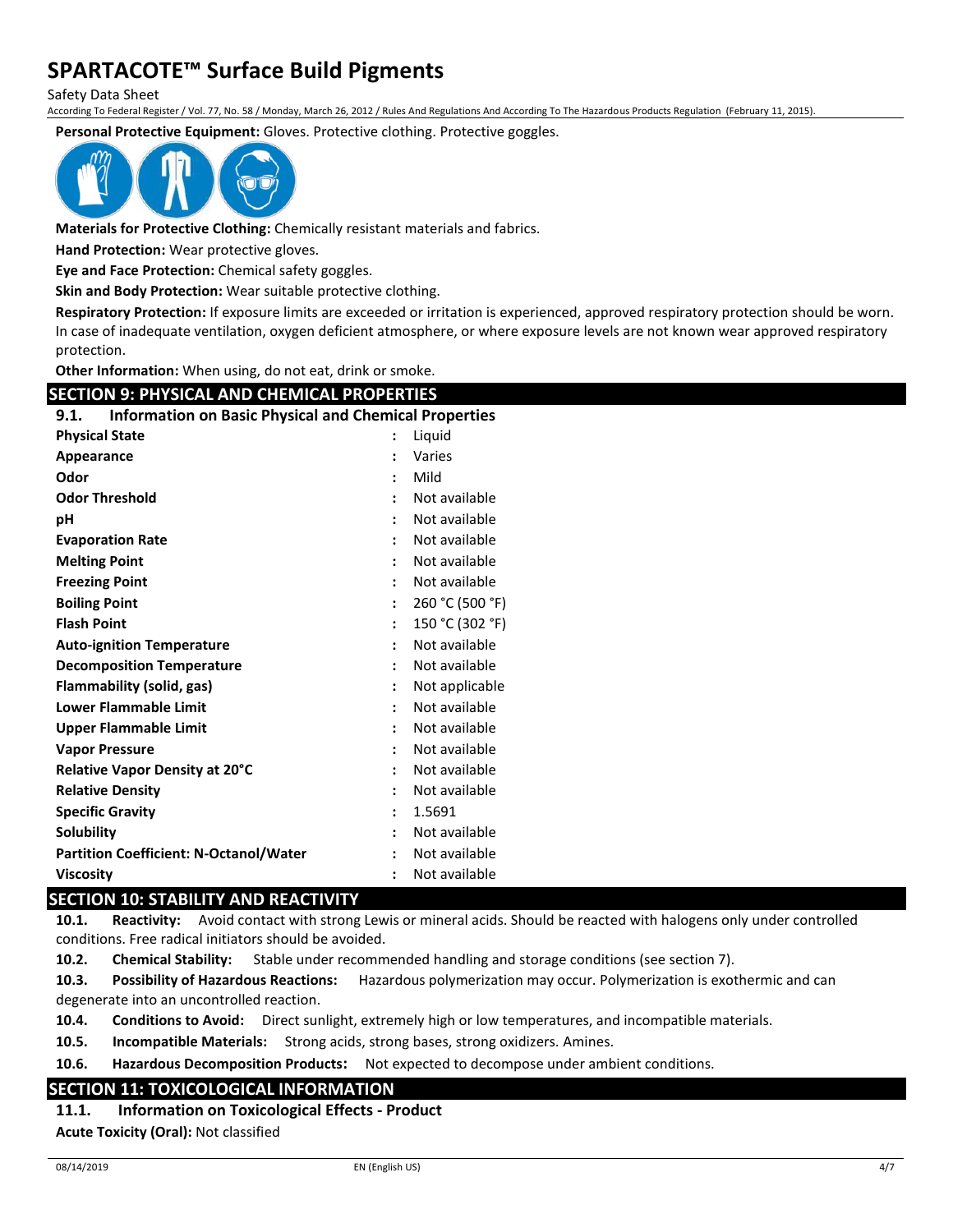**Personal Protective Equipment:** Gloves. Protective clothing. Protective goggles.

**Materials for Protective Clothing:** Chemically resistant materials and fabrics.

**Hand Protection:** Wear protective gloves.

**Eye and Face Protection:** Chemical safety goggles.

**Skin and Body Protection:** Wear suitable protective clothing.

**Respiratory Protection:** If exposure limits are exceeded or irritation is experienced, approved respiratory protection should be worn. In case of inadequate ventilation, oxygen deficient atmosphere, or where exposure levels are not known wear approved respiratory protection.

**Other Information:** When using, do not eat, drink or smoke.

## SECTION 9: PHYSICAL AND CHEMICAL PROPERTIES

### 9.1. Information on Basic Physical and Chemical Properties

| Property | Value |
|---|---|
| **Physical State** | Liquid |
| **Appearance** | Varies |
| **Odor** | Mild |
| **Odor Threshold** | Not available |
| **pH** | Not available |
| **Evaporation Rate** | Not available |
| **Melting Point** | Not available |
| **Freezing Point** | Not available |
| **Boiling Point** | 260 °C (500 °F) |
| **Flash Point** | 150 °C (302 °F) |
| **Auto-ignition Temperature** | Not available |
| **Decomposition Temperature** | Not available |
| **Flammability (solid, gas)** | Not applicable |
| **Lower Flammable Limit** | Not available |
| **Upper Flammable Limit** | Not available |
| **Vapor Pressure** | Not available |
| **Relative Vapor Density at 20°C** | Not available |
| **Relative Density** | Not available |
| **Specific Gravity** | 1.5691 |
| **Solubility** | Not available |
| **Partition Coefficient: N-Octanol/Water** | Not available |
| **Viscosity** | Not available |

## SECTION 10: STABILITY AND REACTIVITY

**10.1. Reactivity:** Avoid contact with strong Lewis or mineral acids. Should be reacted with halogens only under controlled conditions. Free radical initiators should be avoided.

**10.2. Chemical Stability:** Stable under recommended handling and storage conditions (see section 7).

**10.3. Possibility of Hazardous Reactions:** Hazardous polymerization may occur. Polymerization is exothermic and can degenerate into an uncontrolled reaction.

**10.4. Conditions to Avoid:** Direct sunlight, extremely high or low temperatures, and incompatible materials.

**10.5. Incompatible Materials:** Strong acids, strong bases, strong oxidizers. Amines.

**10.6. Hazardous Decomposition Products:** Not expected to decompose under ambient conditions.

## SECTION 11: TOXICOLOGICAL INFORMATION

### 11.1. Information on Toxicological Effects - Product

**Acute Toxicity (Oral):** Not classified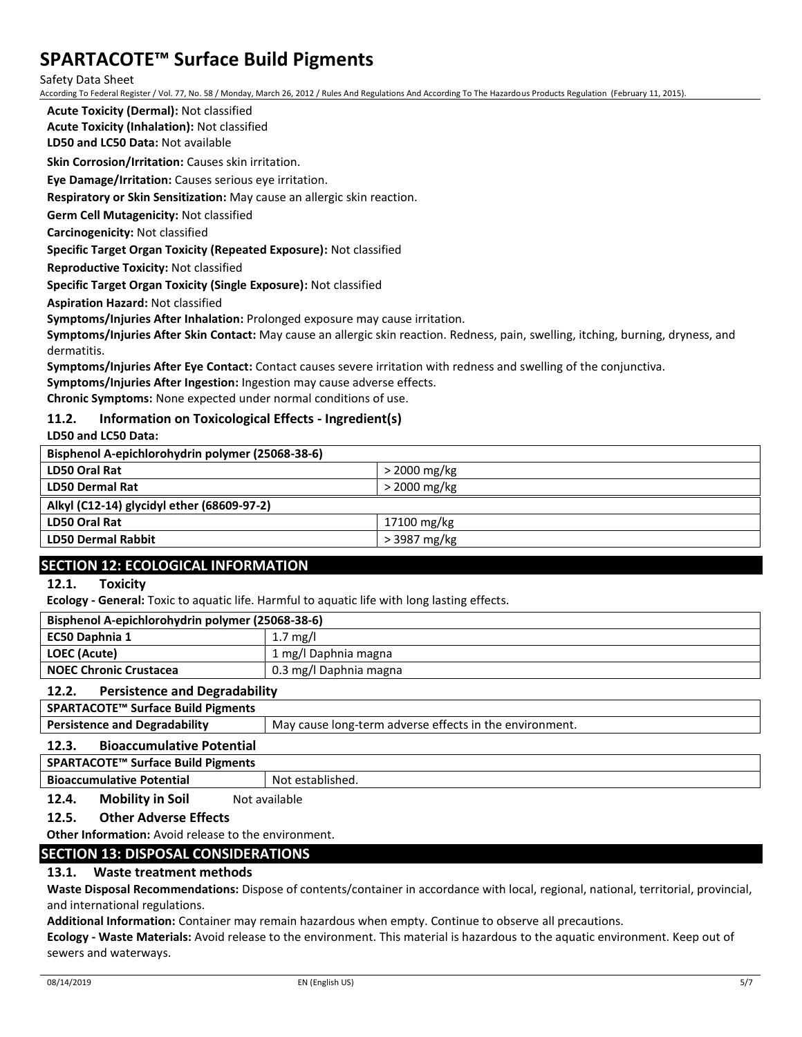**Acute Toxicity (Dermal):** Not classified

**Acute Toxicity (Inhalation):** Not classified

**LD50 and LC50 Data:** Not available

**Skin Corrosion/Irritation:** Causes skin irritation.

**Eye Damage/Irritation:** Causes serious eye irritation.

**Respiratory or Skin Sensitization:** May cause an allergic skin reaction.

**Germ Cell Mutagenicity:** Not classified

**Carcinogenicity:** Not classified

**Specific Target Organ Toxicity (Repeated Exposure):** Not classified

**Reproductive Toxicity:** Not classified

**Specific Target Organ Toxicity (Single Exposure):** Not classified

**Aspiration Hazard:** Not classified

**Symptoms/Injuries After Inhalation:** Prolonged exposure may cause irritation.

**Symptoms/Injuries After Skin Contact:** May cause an allergic skin reaction. Redness, pain, swelling, itching, burning, dryness, and dermatitis.

**Symptoms/Injuries After Eye Contact:** Contact causes severe irritation with redness and swelling of the conjunctiva.

**Symptoms/Injuries After Ingestion:** Ingestion may cause adverse effects.

**Chronic Symptoms:** None expected under normal conditions of use.

### 11.2. Information on Toxicological Effects - Ingredient(s)

**LD50 and LC50 Data:**

| Bisphenol A-epichlorohydrin polymer (25068-38-6) | |
|---|---|
| **LD50 Oral Rat** | > 2000 mg/kg |
| **LD50 Dermal Rat** | > 2000 mg/kg |
| **Alkyl (C12-14) glycidyl ether (68609-97-2)** | |
| **LD50 Oral Rat** | 17100 mg/kg |
| **LD50 Dermal Rabbit** | > 3987 mg/kg |

## SECTION 12: ECOLOGICAL INFORMATION

### 12.1. Toxicity

**Ecology - General:** Toxic to aquatic life. Harmful to aquatic life with long lasting effects.

| Bisphenol A-epichlorohydrin polymer (25068-38-6) | |
|---|---|
| **EC50 Daphnia 1** | 1.7 mg/l |
| **LOEC (Acute)** | 1 mg/l Daphnia magna |
| **NOEC Chronic Crustacea** | 0.3 mg/l Daphnia magna |

### 12.2. Persistence and Degradability

| SPARTACOTE™ Surface Build Pigments | |
|---|---|
| **Persistence and Degradability** | May cause long-term adverse effects in the environment. |

### 12.3. Bioaccumulative Potential

| SPARTACOTE™ Surface Build Pigments | |
|---|---|
| **Bioaccumulative Potential** | Not established. |

### 12.4. Mobility in Soil

Not available

### 12.5. Other Adverse Effects

**Other Information:** Avoid release to the environment.

## SECTION 13: DISPOSAL CONSIDERATIONS

### 13.1. Waste treatment methods

**Waste Disposal Recommendations:** Dispose of contents/container in accordance with local, regional, national, territorial, provincial, and international regulations.

**Additional Information:** Container may remain hazardous when empty. Continue to observe all precautions.

**Ecology - Waste Materials:** Avoid release to the environment. This material is hazardous to the aquatic environment. Keep out of sewers and waterways.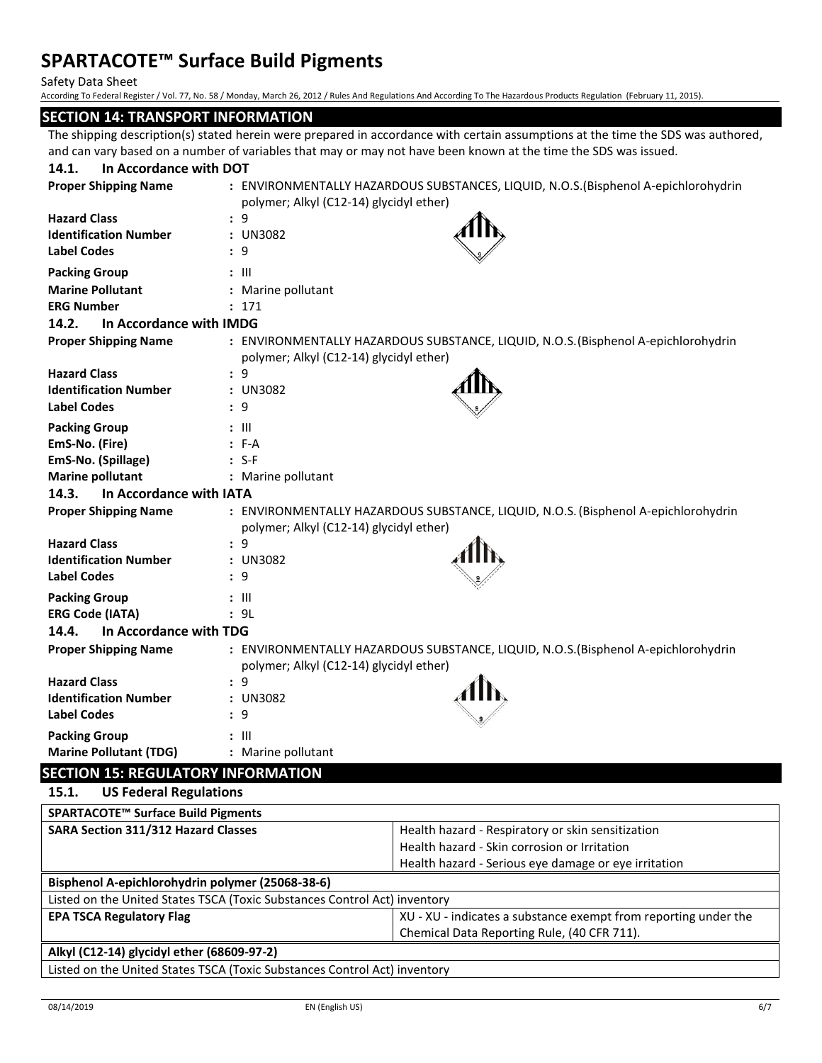## SECTION 14: TRANSPORT INFORMATION

The shipping description(s) stated herein were prepared in accordance with certain assumptions at the time the SDS was authored, and can vary based on a number of variables that may or may not have been known at the time the SDS was issued.

### 14.1. In Accordance with DOT

**Proper Shipping Name** : ENVIRONMENTALLY HAZARDOUS SUBSTANCES, LIQUID, N.O.S.(Bisphenol A-epichlorohydrin polymer; Alkyl (C12-14) glycidyl ether)

**Hazard Class** : 9

**Identification Number** : UN3082

**Label Codes** : 9

**Packing Group** : III

**Marine Pollutant** : Marine pollutant

**ERG Number** : 171

### 14.2. In Accordance with IMDG

**Proper Shipping Name** : ENVIRONMENTALLY HAZARDOUS SUBSTANCE, LIQUID, N.O.S.(Bisphenol A-epichlorohydrin polymer; Alkyl (C12-14) glycidyl ether)

**Hazard Class** : 9

**Identification Number** : UN3082

**Label Codes** : 9

**Packing Group** : III

**EmS-No. (Fire)** : F-A

**EmS-No. (Spillage)** : S-F

**Marine pollutant** : Marine pollutant

### 14.3. In Accordance with IATA

**Proper Shipping Name** : ENVIRONMENTALLY HAZARDOUS SUBSTANCE, LIQUID, N.O.S. (Bisphenol A-epichlorohydrin polymer; Alkyl (C12-14) glycidyl ether)

**Hazard Class** : 9

**Identification Number** : UN3082

**Label Codes** : 9

**Packing Group** : III

**ERG Code (IATA)** : 9L

### 14.4. In Accordance with TDG

**Proper Shipping Name** : ENVIRONMENTALLY HAZARDOUS SUBSTANCE, LIQUID, N.O.S.(Bisphenol A-epichlorohydrin polymer; Alkyl (C12-14) glycidyl ether)

**Hazard Class** : 9

**Identification Number** : UN3082

**Label Codes** : 9

**Packing Group** : III

**Marine Pollutant (TDG)** : Marine pollutant

## SECTION 15: REGULATORY INFORMATION

### 15.1. US Federal Regulations

| **SPARTACOTE™ Surface Build Pigments** | |
|---|---|
| **SARA Section 311/312 Hazard Classes** | Health hazard - Respiratory or skin sensitization<br>Health hazard - Skin corrosion or Irritation<br>Health hazard - Serious eye damage or eye irritation |

| **Bisphenol A-epichlorohydrin polymer (25068-38-6)** | |
|---|---|
| Listed on the United States TSCA (Toxic Substances Control Act) inventory | |
| **EPA TSCA Regulatory Flag** | XU - XU - indicates a substance exempt from reporting under the Chemical Data Reporting Rule, (40 CFR 711). |

| **Alkyl (C12-14) glycidyl ether (68609-97-2)** |
|---|
| Listed on the United States TSCA (Toxic Substances Control Act) inventory |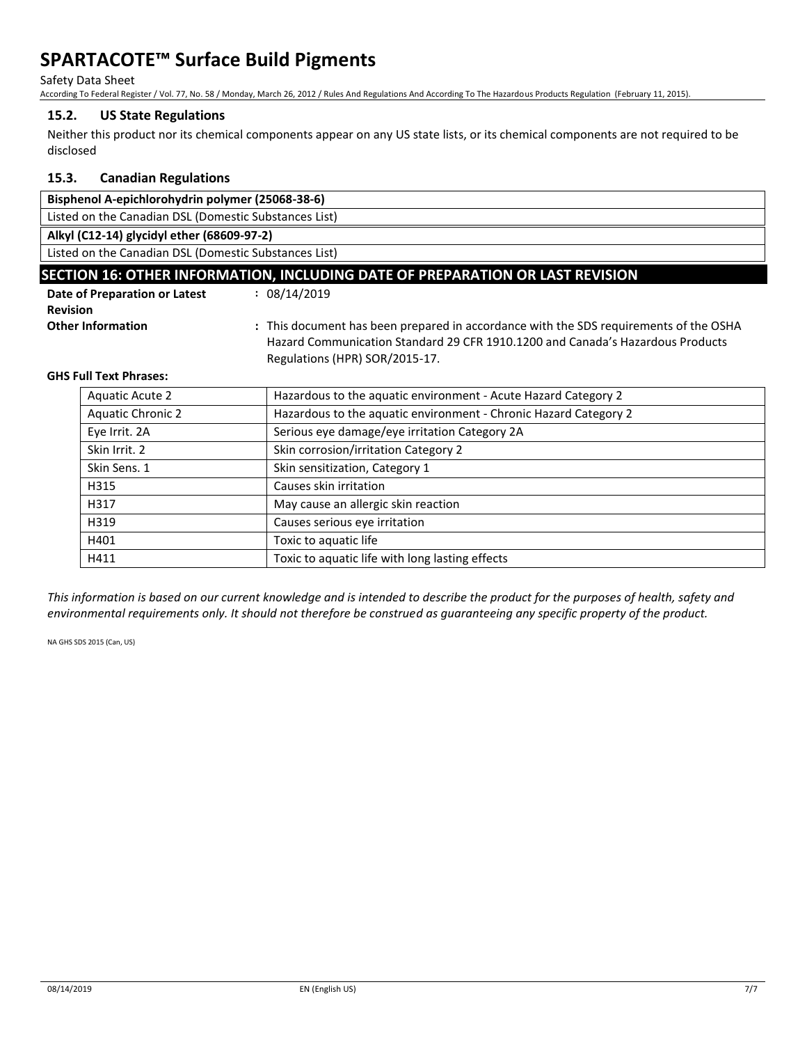### 15.2. US State Regulations

Neither this product nor its chemical components appear on any US state lists, or its chemical components are not required to be disclosed

### 15.3. Canadian Regulations

| |
|---|
| **Bisphenol A-epichlorohydrin polymer (25068-38-6)** |
| Listed on the Canadian DSL (Domestic Substances List) |

| |
|---|
| **Alkyl (C12-14) glycidyl ether (68609-97-2)** |
| Listed on the Canadian DSL (Domestic Substances List) |

## SECTION 16: OTHER INFORMATION, INCLUDING DATE OF PREPARATION OR LAST REVISION

**Date of Preparation or Latest Revision** : 08/14/2019

**Other Information** : This document has been prepared in accordance with the SDS requirements of the OSHA Hazard Communication Standard 29 CFR 1910.1200 and Canada's Hazardous Products Regulations (HPR) SOR/2015-17.

**GHS Full Text Phrases:**

| | |
|---|---|
| Aquatic Acute 2 | Hazardous to the aquatic environment - Acute Hazard Category 2 |
| Aquatic Chronic 2 | Hazardous to the aquatic environment - Chronic Hazard Category 2 |
| Eye Irrit. 2A | Serious eye damage/eye irritation Category 2A |
| Skin Irrit. 2 | Skin corrosion/irritation Category 2 |
| Skin Sens. 1 | Skin sensitization, Category 1 |
| H315 | Causes skin irritation |
| H317 | May cause an allergic skin reaction |
| H319 | Causes serious eye irritation |
| H401 | Toxic to aquatic life |
| H411 | Toxic to aquatic life with long lasting effects |

*This information is based on our current knowledge and is intended to describe the product for the purposes of health, safety and environmental requirements only. It should not therefore be construed as guaranteeing any specific property of the product.*

NA GHS SDS 2015 (Can, US)